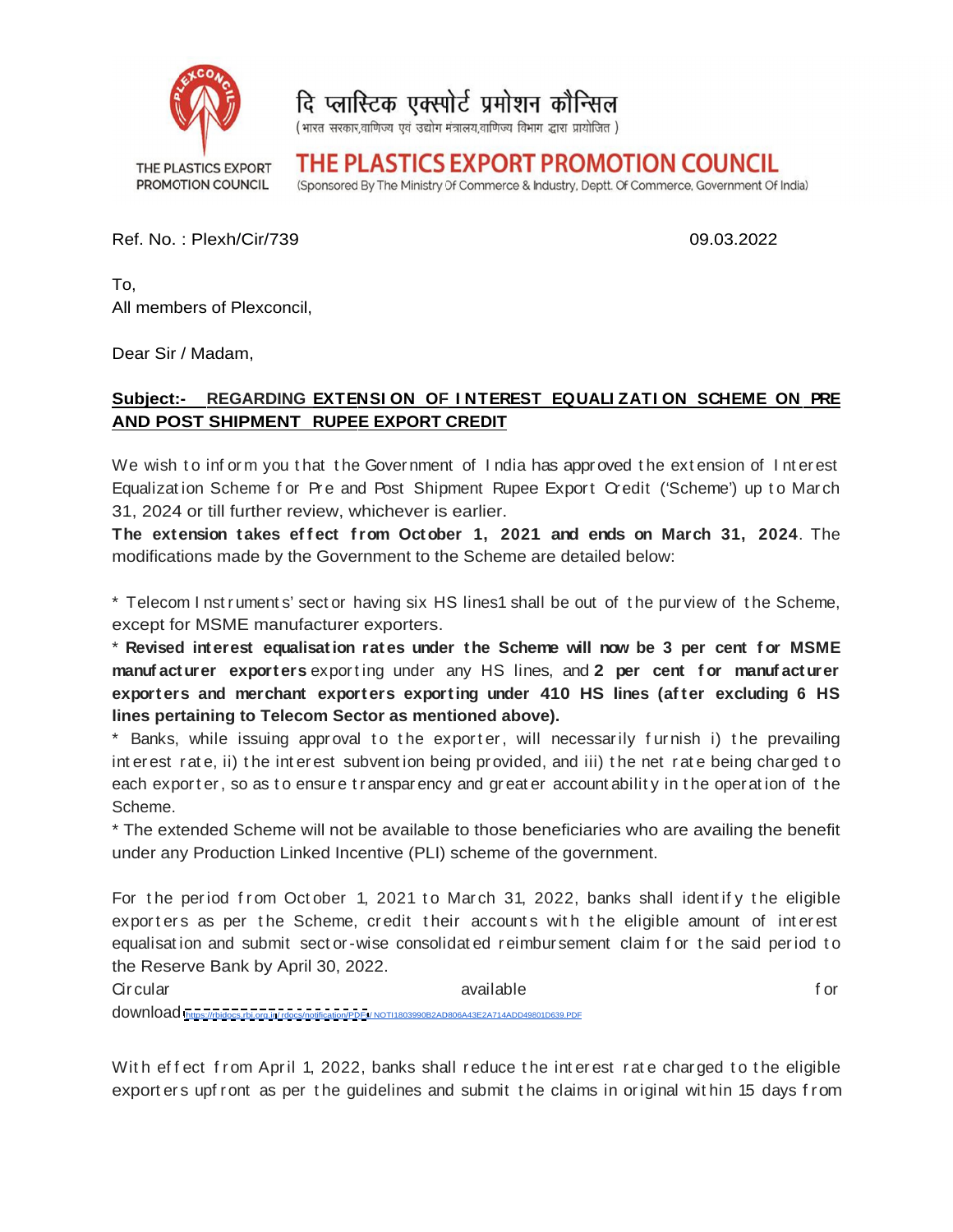दि प्लास्टिक एक्सपोर्ट प्रमोशन कौन्सिल
(भारत सरकार,वाणिज्य एवं उद्योग मंत्रालय,वाणिज्य विभाग द्वारा प्रायोजित)

THE PLASTICS EXPORT PROMOTION COUNCIL

# THE PLASTICS EXPORT PROMOTION COUNCIL

(Sponsored By The Ministry Of Commerce & Industry, Deptt. Of Commerce, Government Of India)

Ref. No. : Plexh/Cir/739 09.03.2022

To,
All members of Plexconcil,

Dear Sir / Madam,

**Subject:- REGARDING EXTENSION OF INTEREST EQUALIZATION SCHEME ON PRE AND POST SHIPMENT RUPEE EXPORT CREDIT**

We wish to inform you that the Government of India has approved the extension of Interest Equalization Scheme for Pre and Post Shipment Rupee Export Credit ('Scheme') up to March 31, 2024 or till further review, whichever is earlier.

**The extension takes effect from October 1, 2021 and ends on March 31, 2024**. The modifications made by the Government to the Scheme are detailed below:

* Telecom Instruments' sector having six HS lines1 shall be out of the purview of the Scheme, except for MSME manufacturer exporters.
* **Revised interest equalisation rates under the Scheme will now be 3 per cent for MSME manufacturer exporters** exporting under any HS lines, and **2 per cent for manufacturer exporters and merchant exporters exporting under 410 HS lines (after excluding 6 HS lines pertaining to Telecom Sector as mentioned above).**
* Banks, while issuing approval to the exporter, will necessarily furnish i) the prevailing interest rate, ii) the interest subvention being provided, and iii) the net rate being charged to each exporter, so as to ensure transparency and greater accountability in the operation of the Scheme.
* The extended Scheme will not be available to those beneficiaries who are availing the benefit under any Production Linked Incentive (PLI) scheme of the government.

For the period from October 1, 2021 to March 31, 2022, banks shall identify the eligible exporters as per the Scheme, credit their accounts with the eligible amount of interest equalisation and submit sector-wise consolidated reimbursement claim for the said period to the Reserve Bank by April 30, 2022.

Circular available for download https://rbidocs.rbi.org.in/rdocs/notification/PDFs/NOTI1803990B2AD806A43E2A714ADD49801D639.PDF

With effect from April 1, 2022, banks shall reduce the interest rate charged to the eligible exporters upfront as per the guidelines and submit the claims in original within 15 days from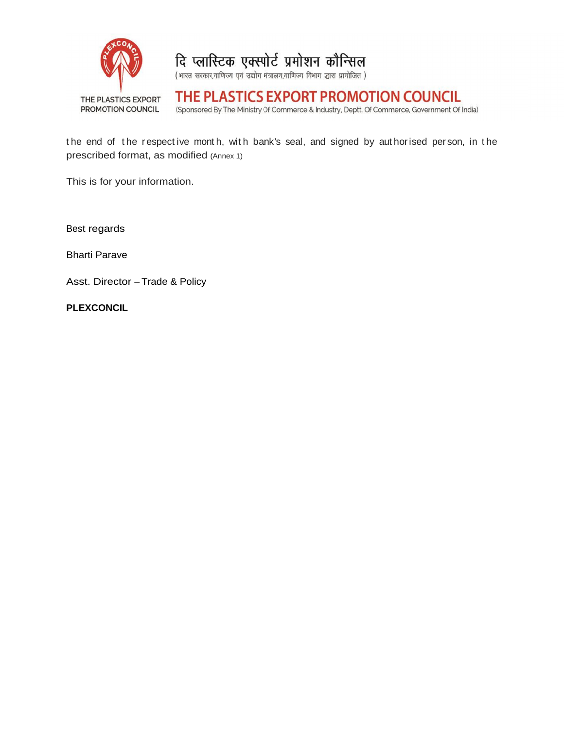the end of the respective month, with bank's seal, and signed by authorised person, in the prescribed format, as modified (Annex 1)

This is for your information.

Best regards

Bharti Parave

Asst. Director – Trade & Policy

**PLEXCONCIL**